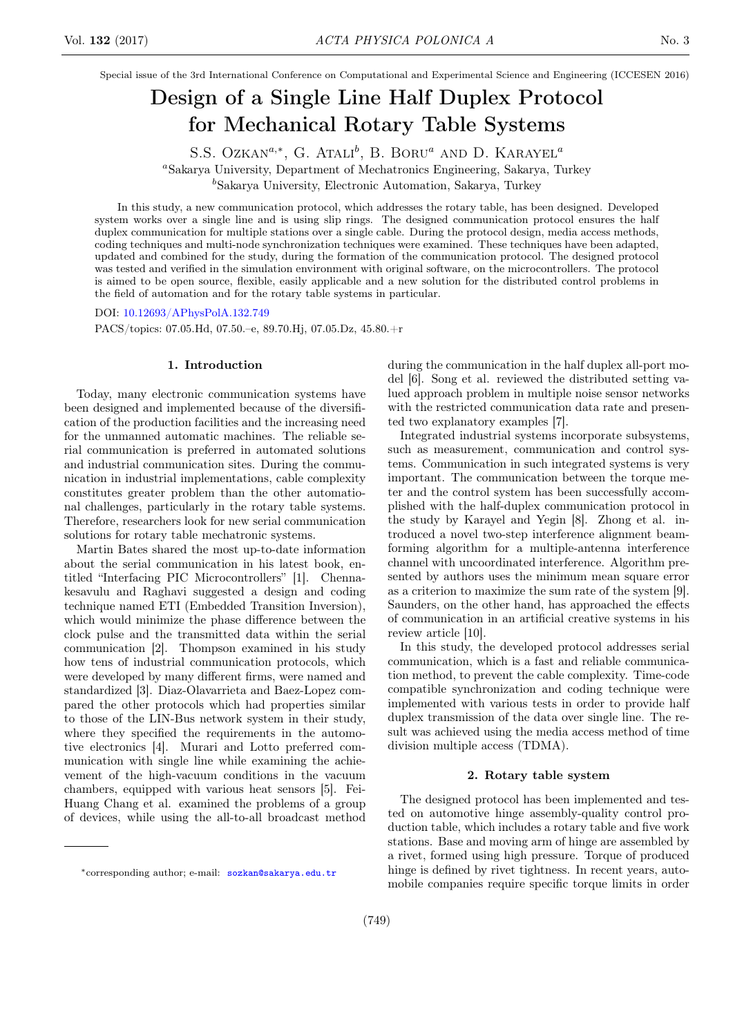Special issue of the 3rd International Conference on Computational and Experimental Science and Engineering (ICCESEN 2016)

# Design of a Single Line Half Duplex Protocol for Mechanical Rotary Table Systems

S.S. Ozkan[a,*], G. Atali[b], B. Boru[a] and D. Karayel[a]

[a]Sakarya University, Department of Mechatronics Engineering, Sakarya, Turkey

[b]Sakarya University, Electronic Automation, Sakarya, Turkey

In this study, a new communication protocol, which addresses the rotary table, has been designed. Developed system works over a single line and is using slip rings. The designed communication protocol ensures the half duplex communication for multiple stations over a single cable. During the protocol design, media access methods, coding techniques and multi-node synchronization techniques were examined. These techniques have been adapted, updated and combined for the study, during the formation of the communication protocol. The designed protocol was tested and verified in the simulation environment with original software, on the microcontrollers. The protocol is aimed to be open source, flexible, easily applicable and a new solution for the distributed control problems in the field of automation and for the rotary table systems in particular.

DOI: 10.12693/APhysPolA.132.749

PACS/topics: 07.05.Hd, 07.50.–e, 89.70.Hj, 07.05.Dz, 45.80.+r

## 1. Introduction

Today, many electronic communication systems have been designed and implemented because of the diversification of the production facilities and the increasing need for the unmanned automatic machines. The reliable serial communication is preferred in automated solutions and industrial communication sites. During the communication in industrial implementations, cable complexity constitutes greater problem than the other automational challenges, particularly in the rotary table systems. Therefore, researchers look for new serial communication solutions for rotary table mechatronic systems.

Martin Bates shared the most up-to-date information about the serial communication in his latest book, entitled "Interfacing PIC Microcontrollers" [1]. Chennakesavulu and Raghavi suggested a design and coding technique named ETI (Embedded Transition Inversion), which would minimize the phase difference between the clock pulse and the transmitted data within the serial communication [2]. Thompson examined in his study how tens of industrial communication protocols, which were developed by many different firms, were named and standardized [3]. Diaz-Olavarrieta and Baez-Lopez compared the other protocols which had properties similar to those of the LIN-Bus network system in their study, where they specified the requirements in the automotive electronics [4]. Murari and Lotto preferred communication with single line while examining the achievement of the high-vacuum conditions in the vacuum chambers, equipped with various heat sensors [5]. Fei-Huang Chang et al. examined the problems of a group of devices, while using the all-to-all broadcast method during the communication in the half duplex all-port model [6]. Song et al. reviewed the distributed setting valued approach problem in multiple noise sensor networks with the restricted communication data rate and presented two explanatory examples [7].

Integrated industrial systems incorporate subsystems, such as measurement, communication and control systems. Communication in such integrated systems is very important. The communication between the torque meter and the control system has been successfully accomplished with the half-duplex communication protocol in the study by Karayel and Yegin [8]. Zhong et al. introduced a novel two-step interference alignment beamforming algorithm for a multiple-antenna interference channel with uncoordinated interference. Algorithm presented by authors uses the minimum mean square error as a criterion to maximize the sum rate of the system [9]. Saunders, on the other hand, has approached the effects of communication in an artificial creative systems in his review article [10].

In this study, the developed protocol addresses serial communication, which is a fast and reliable communication method, to prevent the cable complexity. Time-code compatible synchronization and coding technique were implemented with various tests in order to provide half duplex transmission of the data over single line. The result was achieved using the media access method of time division multiple access (TDMA).

## 2. Rotary table system

The designed protocol has been implemented and tested on automotive hinge assembly-quality control production table, which includes a rotary table and five work stations. Base and moving arm of hinge are assembled by a rivet, formed using high pressure. Torque of produced hinge is defined by rivet tightness. In recent years, automobile companies require specific torque limits in order

*corresponding author; e-mail: sozkan@sakarya.edu.tr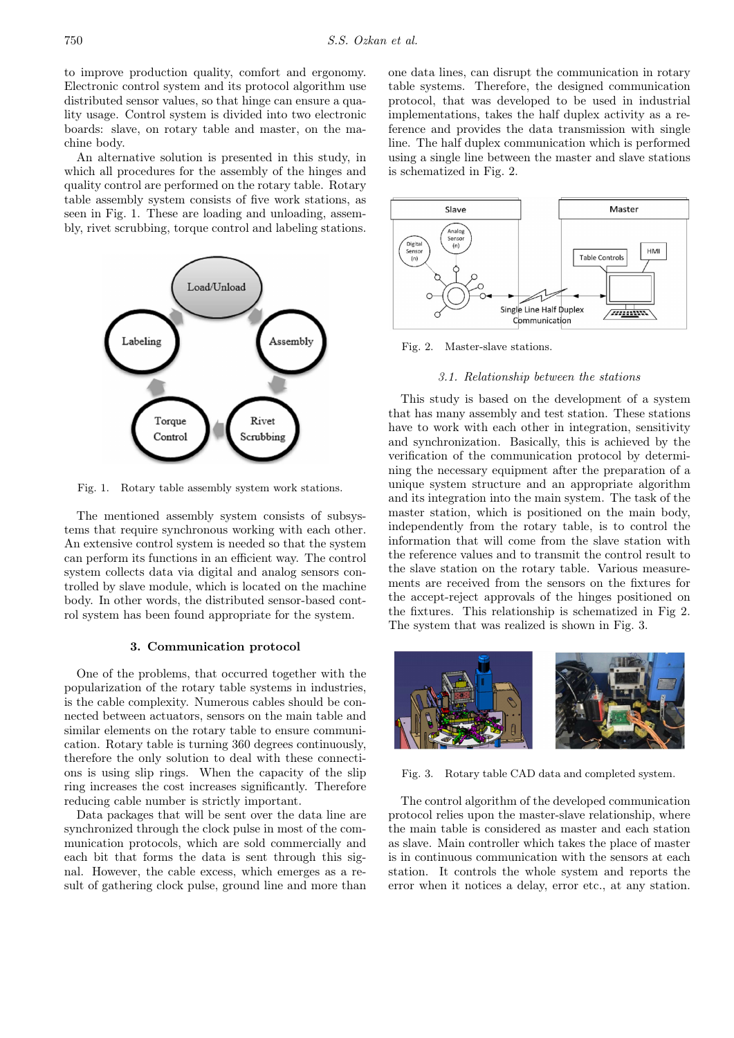to improve production quality, comfort and ergonomy. Electronic control system and its protocol algorithm use distributed sensor values, so that hinge can ensure a quality usage. Control system is divided into two electronic boards: slave, on rotary table and master, on the machine body.

An alternative solution is presented in this study, in which all procedures for the assembly of the hinges and quality control are performed on the rotary table. Rotary table assembly system consists of five work stations, as seen in Fig. 1. These are loading and unloading, assembly, rivet scrubbing, torque control and labeling stations.

Fig. 1. Rotary table assembly system work stations.

The mentioned assembly system consists of subsystems that require synchronous working with each other. An extensive control system is needed so that the system can perform its functions in an efficient way. The control system collects data via digital and analog sensors controlled by slave module, which is located on the machine body. In other words, the distributed sensor-based control system has been found appropriate for the system.

## 3. Communication protocol

One of the problems, that occurred together with the popularization of the rotary table systems in industries, is the cable complexity. Numerous cables should be connected between actuators, sensors on the main table and similar elements on the rotary table to ensure communication. Rotary table is turning 360 degrees continuously, therefore the only solution to deal with these connections is using slip rings. When the capacity of the slip ring increases the cost increases significantly. Therefore reducing cable number is strictly important.

Data packages that will be sent over the data line are synchronized through the clock pulse in most of the communication protocols, which are sold commercially and each bit that forms the data is sent through this signal. However, the cable excess, which emerges as a result of gathering clock pulse, ground line and more than one data lines, can disrupt the communication in rotary table systems. Therefore, the designed communication protocol, that was developed to be used in industrial implementations, takes the half duplex activity as a reference and provides the data transmission with single line. The half duplex communication which is performed using a single line between the master and slave stations is schematized in Fig. 2.

Fig. 2. Master-slave stations.

### 3.1. *Relationship between the stations*

This study is based on the development of a system that has many assembly and test station. These stations have to work with each other in integration, sensitivity and synchronization. Basically, this is achieved by the verification of the communication protocol by determining the necessary equipment after the preparation of a unique system structure and an appropriate algorithm and its integration into the main system. The task of the master station, which is positioned on the main body, independently from the rotary table, is to control the information that will come from the slave station with the reference values and to transmit the control result to the slave station on the rotary table. Various measurements are received from the sensors on the fixtures for the accept-reject approvals of the hinges positioned on the fixtures. This relationship is schematized in Fig 2. The system that was realized is shown in Fig. 3.

Fig. 3. Rotary table CAD data and completed system.

The control algorithm of the developed communication protocol relies upon the master-slave relationship, where the main table is considered as master and each station as slave. Main controller which takes the place of master is in continuous communication with the sensors at each station. It controls the whole system and reports the error when it notices a delay, error etc., at any station.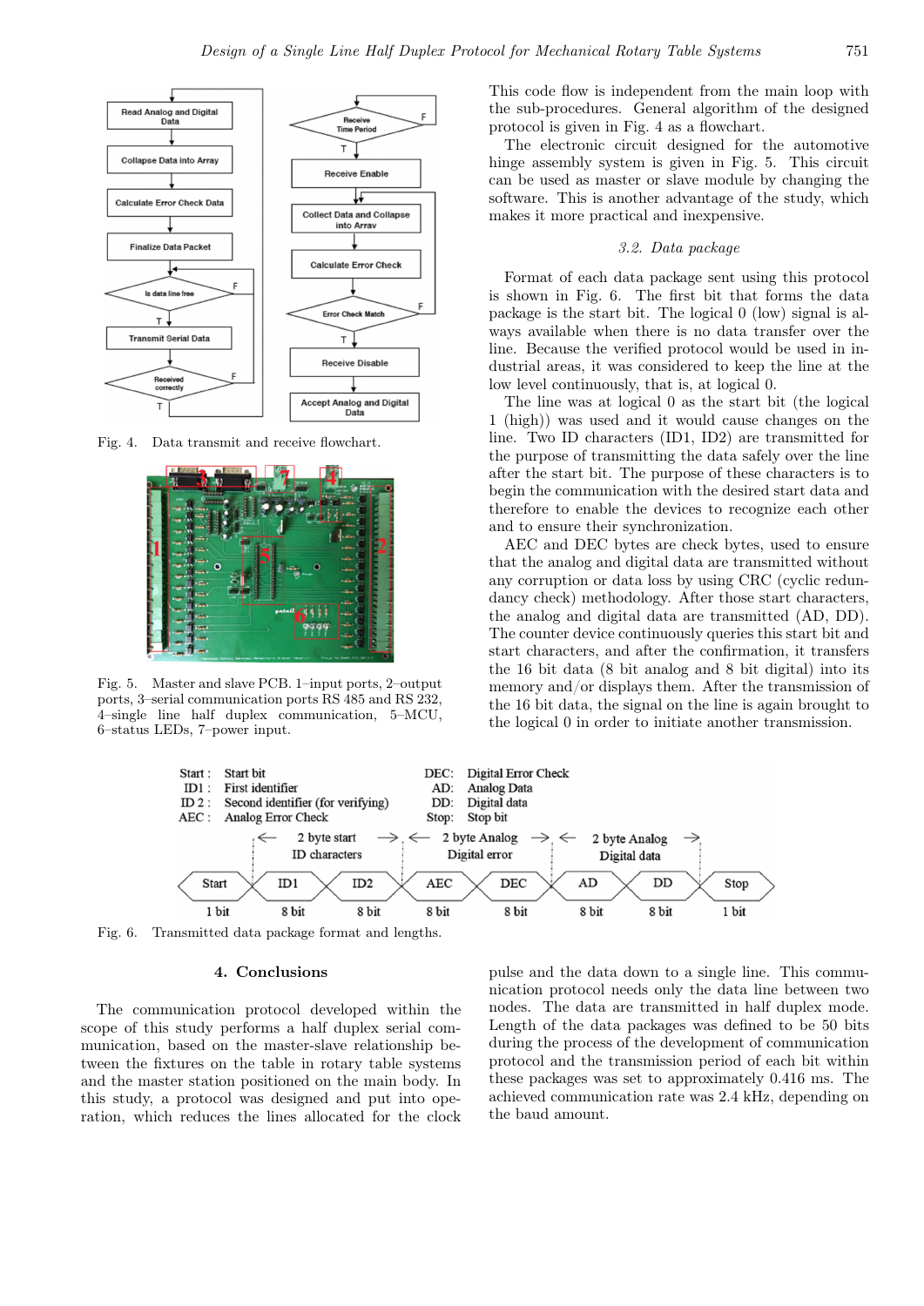Fig. 4. Data transmit and receive flowchart.

Fig. 5. Master and slave PCB. 1–input ports, 2–output ports, 3–serial communication ports RS 485 and RS 232, 4–single line half duplex communication, 5–MCU, 6–status LEDs, 7–power input.

This code flow is independent from the main loop with the sub-procedures. General algorithm of the designed protocol is given in Fig. 4 as a flowchart.

The electronic circuit designed for the automotive hinge assembly system is given in Fig. 5. This circuit can be used as master or slave module by changing the software. This is another advantage of the study, which makes it more practical and inexpensive.

### *3.2. Data package*

Format of each data package sent using this protocol is shown in Fig. 6. The first bit that forms the data package is the start bit. The logical 0 (low) signal is always available when there is no data transfer over the line. Because the verified protocol would be used in industrial areas, it was considered to keep the line at the low level continuously, that is, at logical 0.

The line was at logical 0 as the start bit (the logical 1 (high)) was used and it would cause changes on the line. Two ID characters (ID1, ID2) are transmitted for the purpose of transmitting the data safely over the line after the start bit. The purpose of these characters is to begin the communication with the desired start data and therefore to enable the devices to recognize each other and to ensure their synchronization.

AEC and DEC bytes are check bytes, used to ensure that the analog and digital data are transmitted without any corruption or data loss by using CRC (cyclic redundancy check) methodology. After those start characters, the analog and digital data are transmitted (AD, DD). The counter device continuously queries this start bit and start characters, and after the confirmation, it transfers the 16 bit data (8 bit analog and 8 bit digital) into its memory and/or displays them. After the transmission of the 16 bit data, the signal on the line is again brought to the logical 0 in order to initiate another transmission.

Fig. 6. Transmitted data package format and lengths.

## 4. Conclusions

The communication protocol developed within the scope of this study performs a half duplex serial communication, based on the master-slave relationship between the fixtures on the table in rotary table systems and the master station positioned on the main body. In this study, a protocol was designed and put into operation, which reduces the lines allocated for the clock pulse and the data down to a single line. This communication protocol needs only the data line between two nodes. The data are transmitted in half duplex mode. Length of the data packages was defined to be 50 bits during the process of the development of communication protocol and the transmission period of each bit within these packages was set to approximately 0.416 ms. The achieved communication rate was 2.4 kHz, depending on the baud amount.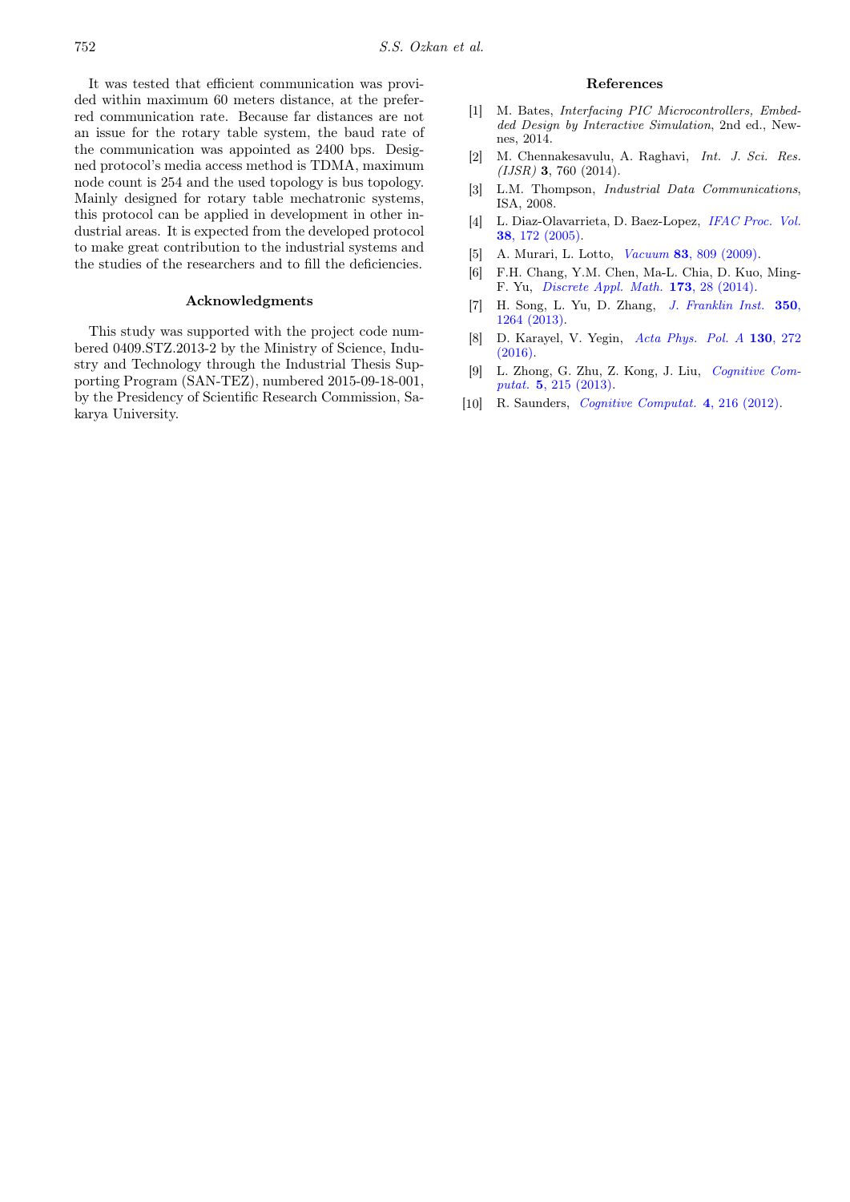It was tested that efficient communication was provided within maximum 60 meters distance, at the preferred communication rate. Because far distances are not an issue for the rotary table system, the baud rate of the communication was appointed as 2400 bps. Designed protocol's media access method is TDMA, maximum node count is 254 and the used topology is bus topology. Mainly designed for rotary table mechatronic systems, this protocol can be applied in development in other industrial areas. It is expected from the developed protocol to make great contribution to the industrial systems and the studies of the researchers and to fill the deficiencies.

## Acknowledgments

This study was supported with the project code numbered 0409.STZ.2013-2 by the Ministry of Science, Industry and Technology through the Industrial Thesis Supporting Program (SAN-TEZ), numbered 2015-09-18-001, by the Presidency of Scientific Research Commission, Sakarya University.

## References

[1] M. Bates, *Interfacing PIC Microcontrollers, Embedded Design by Interactive Simulation*, 2nd ed., Newnes, 2014.

[2] M. Chennakesavulu, A. Raghavi, *Int. J. Sci. Res. (IJSR)* **3**, 760 (2014).

[3] L.M. Thompson, *Industrial Data Communications*, ISA, 2008.

[4] L. Diaz-Olavarrieta, D. Baez-Lopez, *IFAC Proc. Vol.* **38**, 172 (2005).

[5] A. Murari, L. Lotto, *Vacuum* **83**, 809 (2009).

[6] F.H. Chang, Y.M. Chen, Ma-L. Chia, D. Kuo, Ming-F. Yu, *Discrete Appl. Math.* **173**, 28 (2014).

[7] H. Song, L. Yu, D. Zhang, *J. Franklin Inst.* **350**, 1264 (2013).

[8] D. Karayel, V. Yegin, *Acta Phys. Pol. A* **130**, 272 (2016).

[9] L. Zhong, G. Zhu, Z. Kong, J. Liu, *Cognitive Computat.* **5**, 215 (2013).

[10] R. Saunders, *Cognitive Computat.* **4**, 216 (2012).